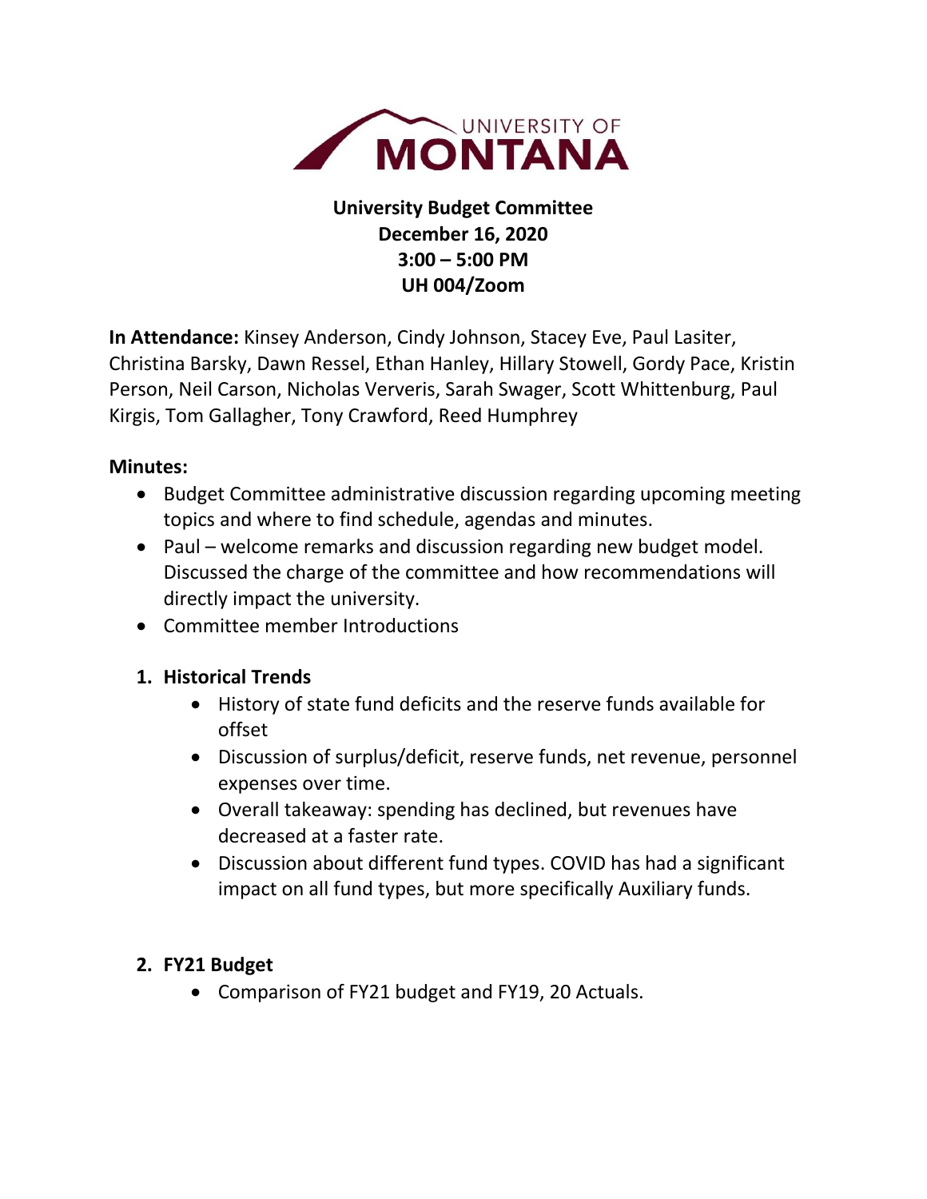UNIVERSITY OF MONTANA

**University Budget Committee**
**December 16, 2020**
**3:00 – 5:00 PM**
**UH 004/Zoom**

**In Attendance:** Kinsey Anderson, Cindy Johnson, Stacey Eve, Paul Lasiter, Christina Barsky, Dawn Ressel, Ethan Hanley, Hillary Stowell, Gordy Pace, Kristin Person, Neil Carson, Nicholas Ververis, Sarah Swager, Scott Whittenburg, Paul Kirgis, Tom Gallagher, Tony Crawford, Reed Humphrey

**Minutes:**

- Budget Committee administrative discussion regarding upcoming meeting topics and where to find schedule, agendas and minutes.
- Paul – welcome remarks and discussion regarding new budget model. Discussed the charge of the committee and how recommendations will directly impact the university.
- Committee member Introductions

1. **Historical Trends**
   - History of state fund deficits and the reserve funds available for offset
   - Discussion of surplus/deficit, reserve funds, net revenue, personnel expenses over time.
   - Overall takeaway: spending has declined, but revenues have decreased at a faster rate.
   - Discussion about different fund types. COVID has had a significant impact on all fund types, but more specifically Auxiliary funds.

2. **FY21 Budget**
   - Comparison of FY21 budget and FY19, 20 Actuals.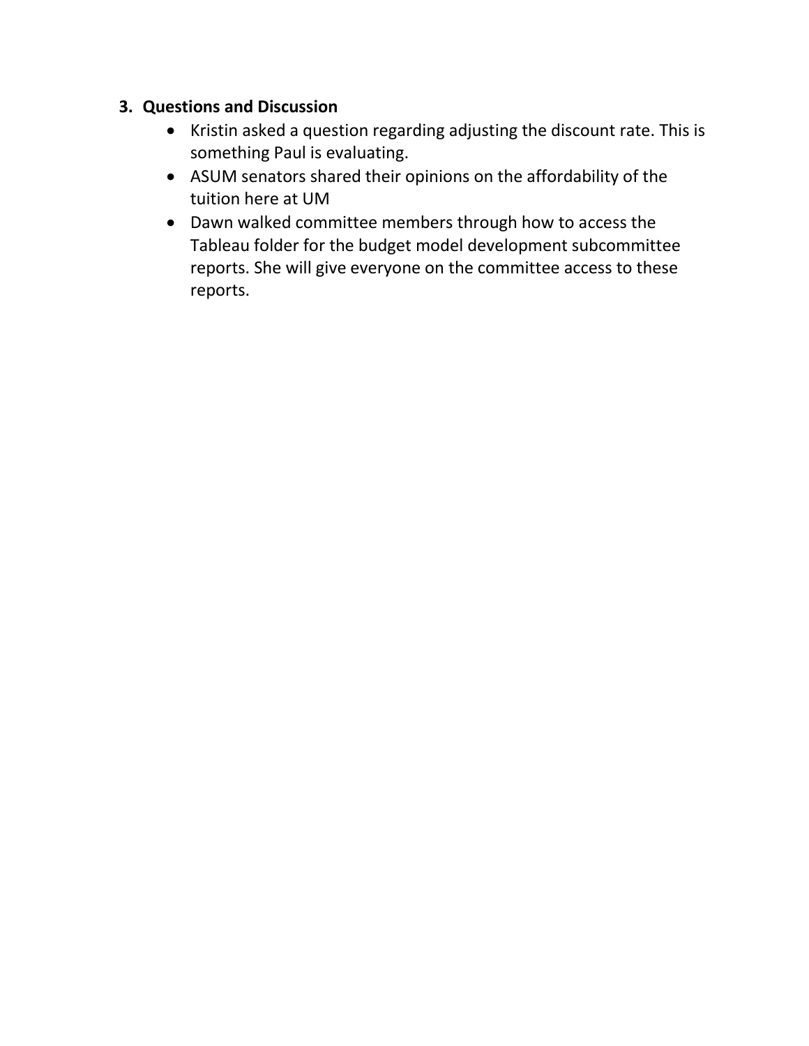3. **Questions and Discussion**
   - Kristin asked a question regarding adjusting the discount rate. This is something Paul is evaluating.
   - ASUM senators shared their opinions on the affordability of the tuition here at UM
   - Dawn walked committee members through how to access the Tableau folder for the budget model development subcommittee reports. She will give everyone on the committee access to these reports.